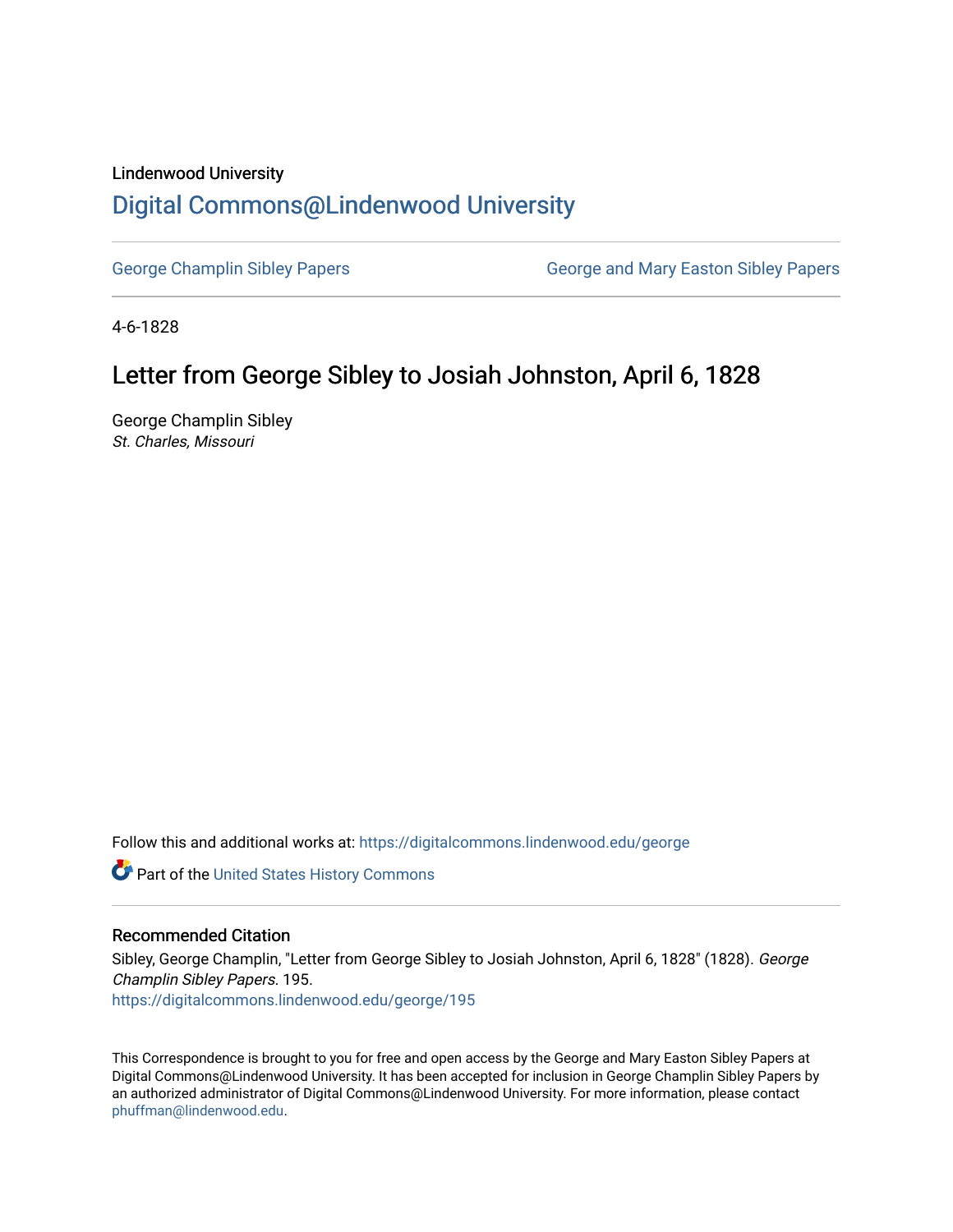Lindenwood University

# Digital Commons@Lindenwood University

George Champlin Sibley Papers

George and Mary Easton Sibley Papers

4-6-1828

## Letter from George Sibley to Josiah Johnston, April 6, 1828

George Champlin Sibley

*St. Charles, Missouri*

Follow this and additional works at: https://digitalcommons.lindenwood.edu/george

Part of the United States History Commons

### Recommended Citation

Sibley, George Champlin, "Letter from George Sibley to Josiah Johnston, April 6, 1828" (1828). *George Champlin Sibley Papers*. 195.
https://digitalcommons.lindenwood.edu/george/195

This Correspondence is brought to you for free and open access by the George and Mary Easton Sibley Papers at Digital Commons@Lindenwood University. It has been accepted for inclusion in George Champlin Sibley Papers by an authorized administrator of Digital Commons@Lindenwood University. For more information, please contact phuffman@lindenwood.edu.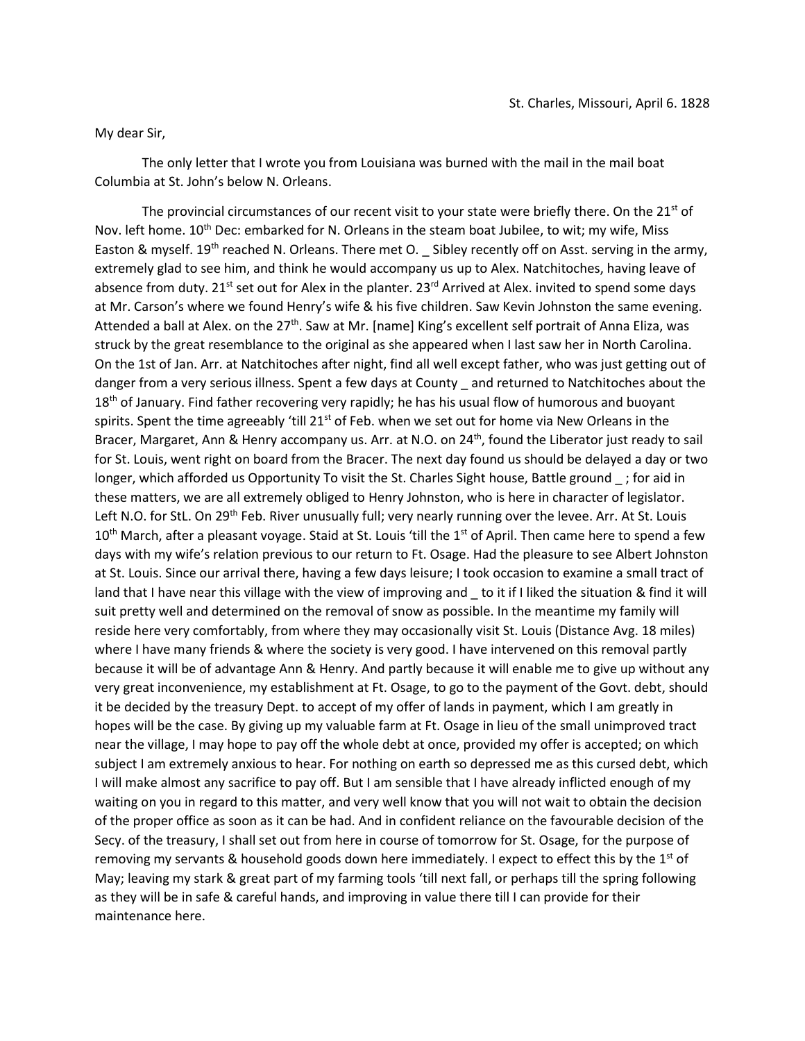St. Charles, Missouri, April 6. 1828

My dear Sir,

The only letter that I wrote you from Louisiana was burned with the mail in the mail boat Columbia at St. John's below N. Orleans.

The provincial circumstances of our recent visit to your state were briefly there. On the 21st of Nov. left home. 10th Dec: embarked for N. Orleans in the steam boat Jubilee, to wit; my wife, Miss Easton & myself. 19th reached N. Orleans. There met O. _ Sibley recently off on Asst. serving in the army, extremely glad to see him, and think he would accompany us up to Alex. Natchitoches, having leave of absence from duty. 21st set out for Alex in the planter. 23rd Arrived at Alex. invited to spend some days at Mr. Carson's where we found Henry's wife & his five children. Saw Kevin Johnston the same evening. Attended a ball at Alex. on the 27th. Saw at Mr. [name] King's excellent self portrait of Anna Eliza, was struck by the great resemblance to the original as she appeared when I last saw her in North Carolina. On the 1st of Jan. Arr. at Natchitoches after night, find all well except father, who was just getting out of danger from a very serious illness. Spent a few days at County _ and returned to Natchitoches about the 18th of January. Find father recovering very rapidly; he has his usual flow of humorous and buoyant spirits. Spent the time agreeably 'till 21st of Feb. when we set out for home via New Orleans in the Bracer, Margaret, Ann & Henry accompany us. Arr. at N.O. on 24th, found the Liberator just ready to sail for St. Louis, went right on board from the Bracer. The next day found us should be delayed a day or two longer, which afforded us Opportunity To visit the St. Charles Sight house, Battle ground _ ; for aid in these matters, we are all extremely obliged to Henry Johnston, who is here in character of legislator. Left N.O. for StL. On 29th Feb. River unusually full; very nearly running over the levee. Arr. At St. Louis 10th March, after a pleasant voyage. Staid at St. Louis 'till the 1st of April. Then came here to spend a few days with my wife's relation previous to our return to Ft. Osage. Had the pleasure to see Albert Johnston at St. Louis. Since our arrival there, having a few days leisure; I took occasion to examine a small tract of land that I have near this village with the view of improving and _ to it if I liked the situation & find it will suit pretty well and determined on the removal of snow as possible. In the meantime my family will reside here very comfortably, from where they may occasionally visit St. Louis (Distance Avg. 18 miles) where I have many friends & where the society is very good. I have intervened on this removal partly because it will be of advantage Ann & Henry. And partly because it will enable me to give up without any very great inconvenience, my establishment at Ft. Osage, to go to the payment of the Govt. debt, should it be decided by the treasury Dept. to accept of my offer of lands in payment, which I am greatly in hopes will be the case. By giving up my valuable farm at Ft. Osage in lieu of the small unimproved tract near the village, I may hope to pay off the whole debt at once, provided my offer is accepted; on which subject I am extremely anxious to hear. For nothing on earth so depressed me as this cursed debt, which I will make almost any sacrifice to pay off. But I am sensible that I have already inflicted enough of my waiting on you in regard to this matter, and very well know that you will not wait to obtain the decision of the proper office as soon as it can be had. And in confident reliance on the favourable decision of the Secy. of the treasury, I shall set out from here in course of tomorrow for St. Osage, for the purpose of removing my servants & household goods down here immediately. I expect to effect this by the 1st of May; leaving my stark & great part of my farming tools 'till next fall, or perhaps till the spring following as they will be in safe & careful hands, and improving in value there till I can provide for their maintenance here.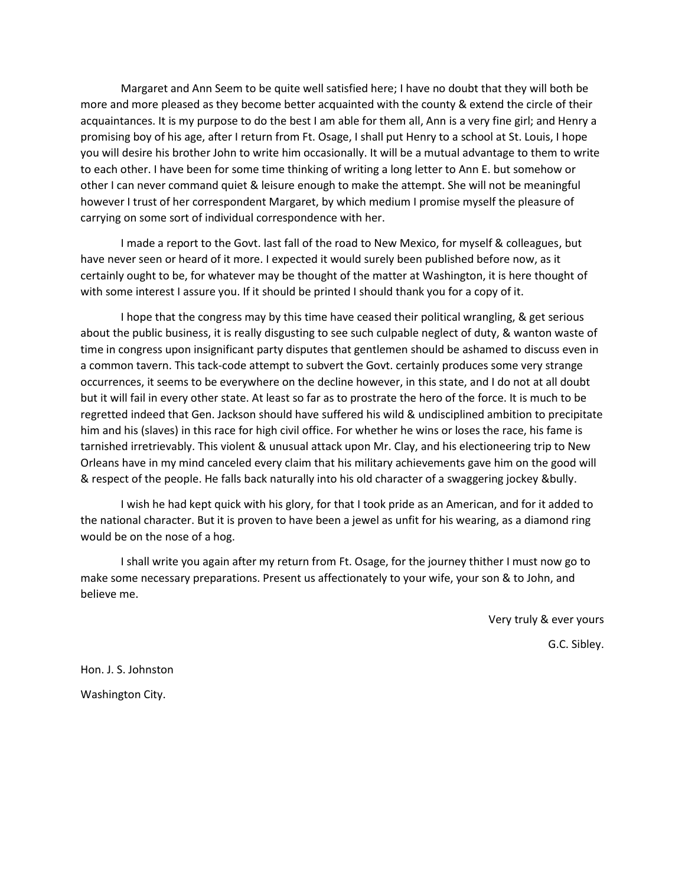Margaret and Ann Seem to be quite well satisfied here; I have no doubt that they will both be more and more pleased as they become better acquainted with the county & extend the circle of their acquaintances. It is my purpose to do the best I am able for them all, Ann is a very fine girl; and Henry a promising boy of his age, after I return from Ft. Osage, I shall put Henry to a school at St. Louis, I hope you will desire his brother John to write him occasionally. It will be a mutual advantage to them to write to each other. I have been for some time thinking of writing a long letter to Ann E. but somehow or other I can never command quiet & leisure enough to make the attempt. She will not be meaningful however I trust of her correspondent Margaret, by which medium I promise myself the pleasure of carrying on some sort of individual correspondence with her.

I made a report to the Govt. last fall of the road to New Mexico, for myself & colleagues, but have never seen or heard of it more. I expected it would surely been published before now, as it certainly ought to be, for whatever may be thought of the matter at Washington, it is here thought of with some interest I assure you. If it should be printed I should thank you for a copy of it.

I hope that the congress may by this time have ceased their political wrangling, & get serious about the public business, it is really disgusting to see such culpable neglect of duty, & wanton waste of time in congress upon insignificant party disputes that gentlemen should be ashamed to discuss even in a common tavern. This tack-code attempt to subvert the Govt. certainly produces some very strange occurrences, it seems to be everywhere on the decline however, in this state, and I do not at all doubt but it will fail in every other state. At least so far as to prostrate the hero of the force. It is much to be regretted indeed that Gen. Jackson should have suffered his wild & undisciplined ambition to precipitate him and his (slaves) in this race for high civil office. For whether he wins or loses the race, his fame is tarnished irretrievably. This violent & unusual attack upon Mr. Clay, and his electioneering trip to New Orleans have in my mind canceled every claim that his military achievements gave him on the good will & respect of the people. He falls back naturally into his old character of a swaggering jockey &bully.

I wish he had kept quick with his glory, for that I took pride as an American, and for it added to the national character. But it is proven to have been a jewel as unfit for his wearing, as a diamond ring would be on the nose of a hog.

I shall write you again after my return from Ft. Osage, for the journey thither I must now go to make some necessary preparations. Present us affectionately to your wife, your son & to John, and believe me.

Very truly & ever yours

G.C. Sibley.

Hon. J. S. Johnston

Washington City.